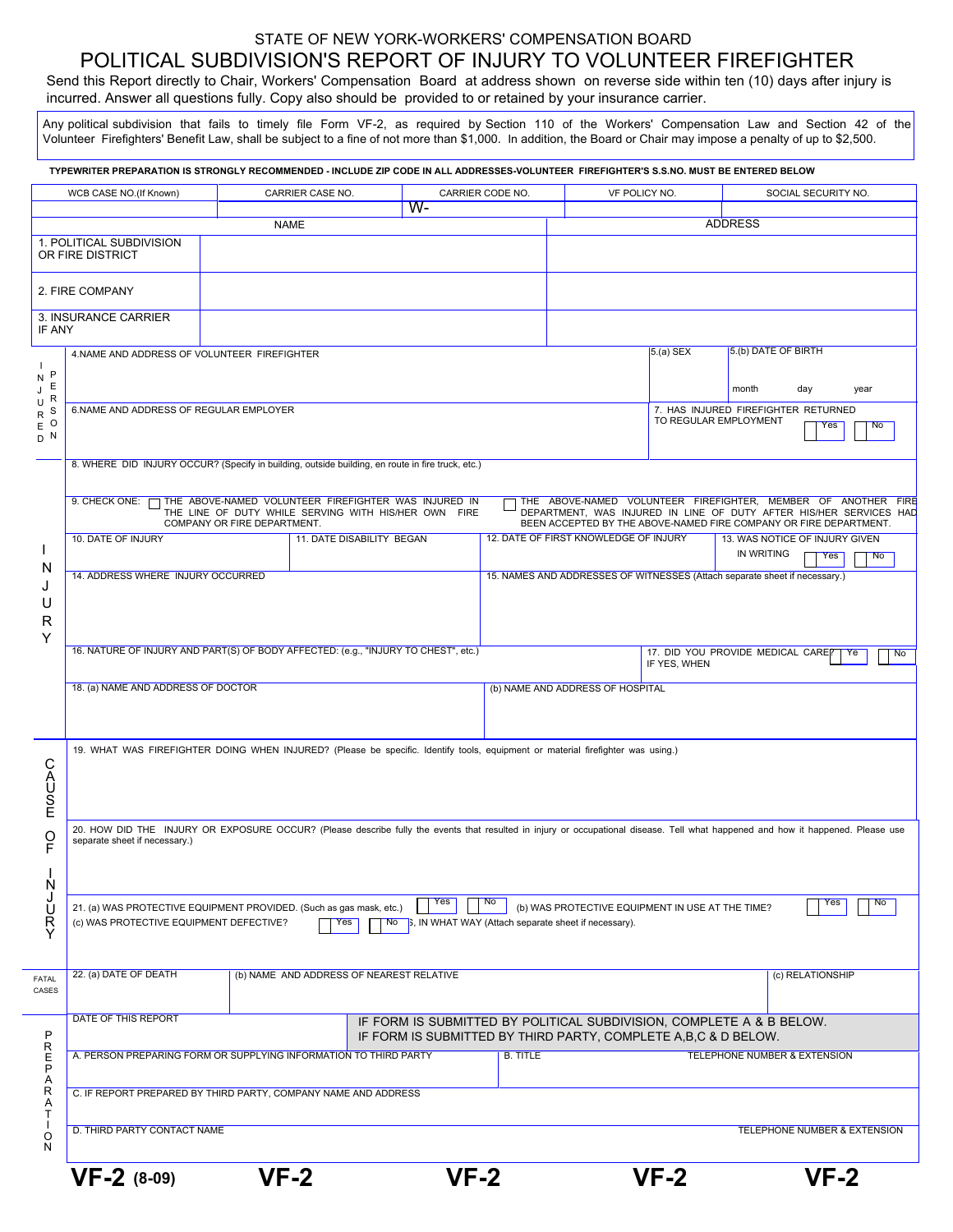STATE OF NEW YORK-WORKERS' COMPENSATION BOARD

# POLITICAL SUBDIVISION'S REPORT OF INJURY TO VOLUNTEER FIREFIGHTER

Send this Report directly to Chair, Workers' Compensation Board at address shown on reverse side within ten (10) days after injury is incurred. Answer all questions fully. Copy also should be provided to or retained by your insurance carrier.

> Any political subdivision that fails to timely file Form VF-2, as required by Section 110 of the Workers' Compensation Law and Section 42 of the Volunteer Firefighters' Benefit Law, shall be subject to a fine of not more than $1,000. In addition, the Board or Chair may impose a penalty of up to $2,500.

**TYPEWRITER PREPARATION IS STRONGLY RECOMMENDED - INCLUDE ZIP CODE IN ALL ADDRESSES-VOLUNTEER FIREFIGHTER'S S.S.NO. MUST BE ENTERED BELOW**

| WCB CASE NO.(If Known) | CARRIER CASE NO. | CARRIER CODE NO. | VF POLICY NO. | SOCIAL SECURITY NO. |
|---|---|---|---|---|
| | | W- | | |

| | NAME | ADDRESS |
|---|---|---|
| 1. POLITICAL SUBDIVISION OR FIRE DISTRICT | | |
| 2. FIRE COMPANY | | |
| 3. INSURANCE CARRIER IF ANY | | |

## INJURED PERSON

4. NAME AND ADDRESS OF VOLUNTEER FIREFIGHTER

5.(a) SEX

5.(b) DATE OF BIRTH — month / day / year

6. NAME AND ADDRESS OF REGULAR EMPLOYER

7. HAS INJURED FIREFIGHTER RETURNED TO REGULAR EMPLOYMENT ☐ Yes ☐ No

## INJURY

8. WHERE DID INJURY OCCUR? (Specify in building, outside building, en route in fire truck, etc.)

9. CHECK ONE: ☐ THE ABOVE-NAMED VOLUNTEER FIREFIGHTER WAS INJURED IN THE LINE OF DUTY WHILE SERVING WITH HIS/HER OWN FIRE COMPANY OR FIRE DEPARTMENT. ☐ THE ABOVE-NAMED VOLUNTEER FIREFIGHTER, MEMBER OF ANOTHER FIRE DEPARTMENT, WAS INJURED IN LINE OF DUTY AFTER HIS/HER SERVICES HAD BEEN ACCEPTED BY THE ABOVE-NAMED FIRE COMPANY OR FIRE DEPARTMENT.

10. DATE OF INJURY

11. DATE DISABILITY BEGAN

12. DATE OF FIRST KNOWLEDGE OF INJURY

13. WAS NOTICE OF INJURY GIVEN IN WRITING ☐ Yes ☐ No

14. ADDRESS WHERE INJURY OCCURRED

15. NAMES AND ADDRESSES OF WITNESSES (Attach separate sheet if necessary.)

16. NATURE OF INJURY AND PART(S) OF BODY AFFECTED: (e.g., "INJURY TO CHEST", etc.)

17. DID YOU PROVIDE MEDICAL CARE? ☐ Yes ☐ No IF YES, WHEN

18. (a) NAME AND ADDRESS OF DOCTOR

(b) NAME AND ADDRESS OF HOSPITAL

## CAUSE OF INJURY

19. WHAT WAS FIREFIGHTER DOING WHEN INJURED? (Please be specific. Identify tools, equipment or material firefighter was using.)

20. HOW DID THE INJURY OR EXPOSURE OCCUR? (Please describe fully the events that resulted in injury or occupational disease. Tell what happened and how it happened. Please use separate sheet if necessary.)

21. (a) WAS PROTECTIVE EQUIPMENT PROVIDED. (Such as gas mask, etc.) ☐ Yes ☐ No (b) WAS PROTECTIVE EQUIPMENT IN USE AT THE TIME? ☐ Yes ☐ No

(c) WAS PROTECTIVE EQUIPMENT DEFECTIVE? ☐ Yes ☐ No IF YES, IN WHAT WAY (Attach separate sheet if necessary).

## FATAL CASES

22. (a) DATE OF DEATH

(b) NAME AND ADDRESS OF NEAREST RELATIVE

(c) RELATIONSHIP

## PREPARATION

DATE OF THIS REPORT

IF FORM IS SUBMITTED BY POLITICAL SUBDIVISION, COMPLETE A & B BELOW.
IF FORM IS SUBMITTED BY THIRD PARTY, COMPLETE A,B,C & D BELOW.

A. PERSON PREPARING FORM OR SUPPLYING INFORMATION TO THIRD PARTY

B. TITLE

TELEPHONE NUMBER & EXTENSION

C. IF REPORT PREPARED BY THIRD PARTY, COMPANY NAME AND ADDRESS

D. THIRD PARTY CONTACT NAME

TELEPHONE NUMBER & EXTENSION

**VF-2** (8-09) **VF-2** **VF-2** **VF-2** **VF-2**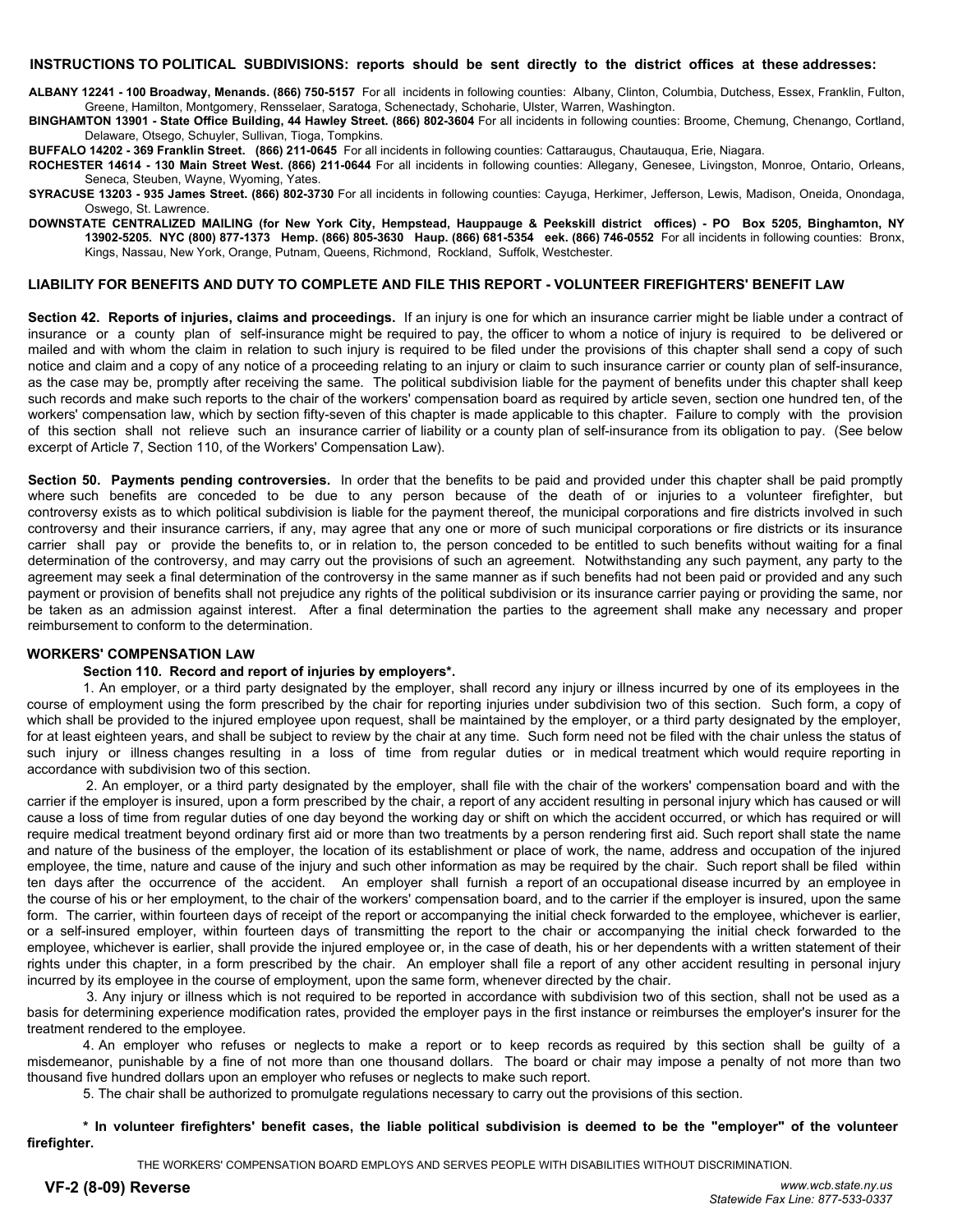**INSTRUCTIONS TO POLITICAL SUBDIVISIONS: reports should be sent directly to the district offices at these addresses:**

**ALBANY 12241 - 100 Broadway, Menands. (866) 750-5157** For all incidents in following counties: Albany, Clinton, Columbia, Dutchess, Essex, Franklin, Fulton, Greene, Hamilton, Montgomery, Rensselaer, Saratoga, Schenectady, Schoharie, Ulster, Warren, Washington.

**BINGHAMTON 13901 - State Office Building, 44 Hawley Street. (866) 802-3604** For all incidents in following counties: Broome, Chemung, Chenango, Cortland, Delaware, Otsego, Schuyler, Sullivan, Tioga, Tompkins.

**BUFFALO 14202 - 369 Franklin Street. (866) 211-0645** For all incidents in following counties: Cattaraugus, Chautauqua, Erie, Niagara.

**ROCHESTER 14614 - 130 Main Street West. (866) 211-0644** For all incidents in following counties: Allegany, Genesee, Livingston, Monroe, Ontario, Orleans, Seneca, Steuben, Wayne, Wyoming, Yates.

**SYRACUSE 13203 - 935 James Street. (866) 802-3730** For all incidents in following counties: Cayuga, Herkimer, Jefferson, Lewis, Madison, Oneida, Onondaga, Oswego, St. Lawrence.

**DOWNSTATE CENTRALIZED MAILING (for New York City, Hempstead, Hauppauge & Peekskill district offices) - PO Box 5205, Binghamton, NY 13902-5205. NYC (800) 877-1373 Hemp. (866) 805-3630 Haup. (866) 681-5354 eek. (866) 746-0552** For all incidents in following counties: Bronx, Kings, Nassau, New York, Orange, Putnam, Queens, Richmond, Rockland, Suffolk, Westchester.

## LIABILITY FOR BENEFITS AND DUTY TO COMPLETE AND FILE THIS REPORT - VOLUNTEER FIREFIGHTERS' BENEFIT LAW

**Section 42. Reports of injuries, claims and proceedings.** If an injury is one for which an insurance carrier might be liable under a contract of insurance or a county plan of self-insurance might be required to pay, the officer to whom a notice of injury is required to be delivered or mailed and with whom the claim in relation to such injury is required to be filed under the provisions of this chapter shall send a copy of such notice and claim and a copy of any notice of a proceeding relating to an injury or claim to such insurance carrier or county plan of self-insurance, as the case may be, promptly after receiving the same. The political subdivision liable for the payment of benefits under this chapter shall keep such records and make such reports to the chair of the workers' compensation board as required by article seven, section one hundred ten, of the workers' compensation law, which by section fifty-seven of this chapter is made applicable to this chapter. Failure to comply with the provision of this section shall not relieve such an insurance carrier of liability or a county plan of self-insurance from its obligation to pay. (See below excerpt of Article 7, Section 110, of the Workers' Compensation Law).

**Section 50. Payments pending controversies.** In order that the benefits to be paid and provided under this chapter shall be paid promptly where such benefits are conceded to be due to any person because of the death of or injuries to a volunteer firefighter, but controversy exists as to which political subdivision is liable for the payment thereof, the municipal corporations and fire districts involved in such controversy and their insurance carriers, if any, may agree that any one or more of such municipal corporations or fire districts or its insurance carrier shall pay or provide the benefits to, or in relation to, the person conceded to be entitled to such benefits without waiting for a final determination of the controversy, and may carry out the provisions of such an agreement. Notwithstanding any such payment, any party to the agreement may seek a final determination of the controversy in the same manner as if such benefits had not been paid or provided and any such payment or provision of benefits shall not prejudice any rights of the political subdivision or its insurance carrier paying or providing the same, nor be taken as an admission against interest. After a final determination the parties to the agreement shall make any necessary and proper reimbursement to conform to the determination.

## WORKERS' COMPENSATION LAW

### Section 110. Record and report of injuries by employers*.

1. An employer, or a third party designated by the employer, shall record any injury or illness incurred by one of its employees in the course of employment using the form prescribed by the chair for reporting injuries under subdivision two of this section. Such form, a copy of which shall be provided to the injured employee upon request, shall be maintained by the employer, or a third party designated by the employer, for at least eighteen years, and shall be subject to review by the chair at any time. Such form need not be filed with the chair unless the status of such injury or illness changes resulting in a loss of time from regular duties or in medical treatment which would require reporting in accordance with subdivision two of this section.

2. An employer, or a third party designated by the employer, shall file with the chair of the workers' compensation board and with the carrier if the employer is insured, upon a form prescribed by the chair, a report of any accident resulting in personal injury which has caused or will cause a loss of time from regular duties of one day beyond the working day or shift on which the accident occurred, or which has required or will require medical treatment beyond ordinary first aid or more than two treatments by a person rendering first aid. Such report shall state the name and nature of the business of the employer, the location of its establishment or place of work, the name, address and occupation of the injured employee, the time, nature and cause of the injury and such other information as may be required by the chair. Such report shall be filed within ten days after the occurrence of the accident. An employer shall furnish a report of an occupational disease incurred by an employee in the course of his or her employment, to the chair of the workers' compensation board, and to the carrier if the employer is insured, upon the same form. The carrier, within fourteen days of receipt of the report or accompanying the initial check forwarded to the employee, whichever is earlier, or a self-insured employer, within fourteen days of transmitting the report to the chair or accompanying the initial check forwarded to the employee, whichever is earlier, shall provide the injured employee or, in the case of death, his or her dependents with a written statement of their rights under this chapter, in a form prescribed by the chair. An employer shall file a report of any other accident resulting in personal injury incurred by its employee in the course of employment, upon the same form, whenever directed by the chair.

3. Any injury or illness which is not required to be reported in accordance with subdivision two of this section, shall not be used as a basis for determining experience modification rates, provided the employer pays in the first instance or reimburses the employer's insurer for the treatment rendered to the employee.

4. An employer who refuses or neglects to make a report or to keep records as required by this section shall be guilty of a misdemeanor, punishable by a fine of not more than one thousand dollars. The board or chair may impose a penalty of not more than two thousand five hundred dollars upon an employer who refuses or neglects to make such report.

5. The chair shall be authorized to promulgate regulations necessary to carry out the provisions of this section.

**\* In volunteer firefighters' benefit cases, the liable political subdivision is deemed to be the "employer" of the volunteer firefighter.**

THE WORKERS' COMPENSATION BOARD EMPLOYS AND SERVES PEOPLE WITH DISABILITIES WITHOUT DISCRIMINATION.

**VF-2 (8-09) Reverse**

*www.wcb.state.ny.us*
*Statewide Fax Line: 877-533-0337*